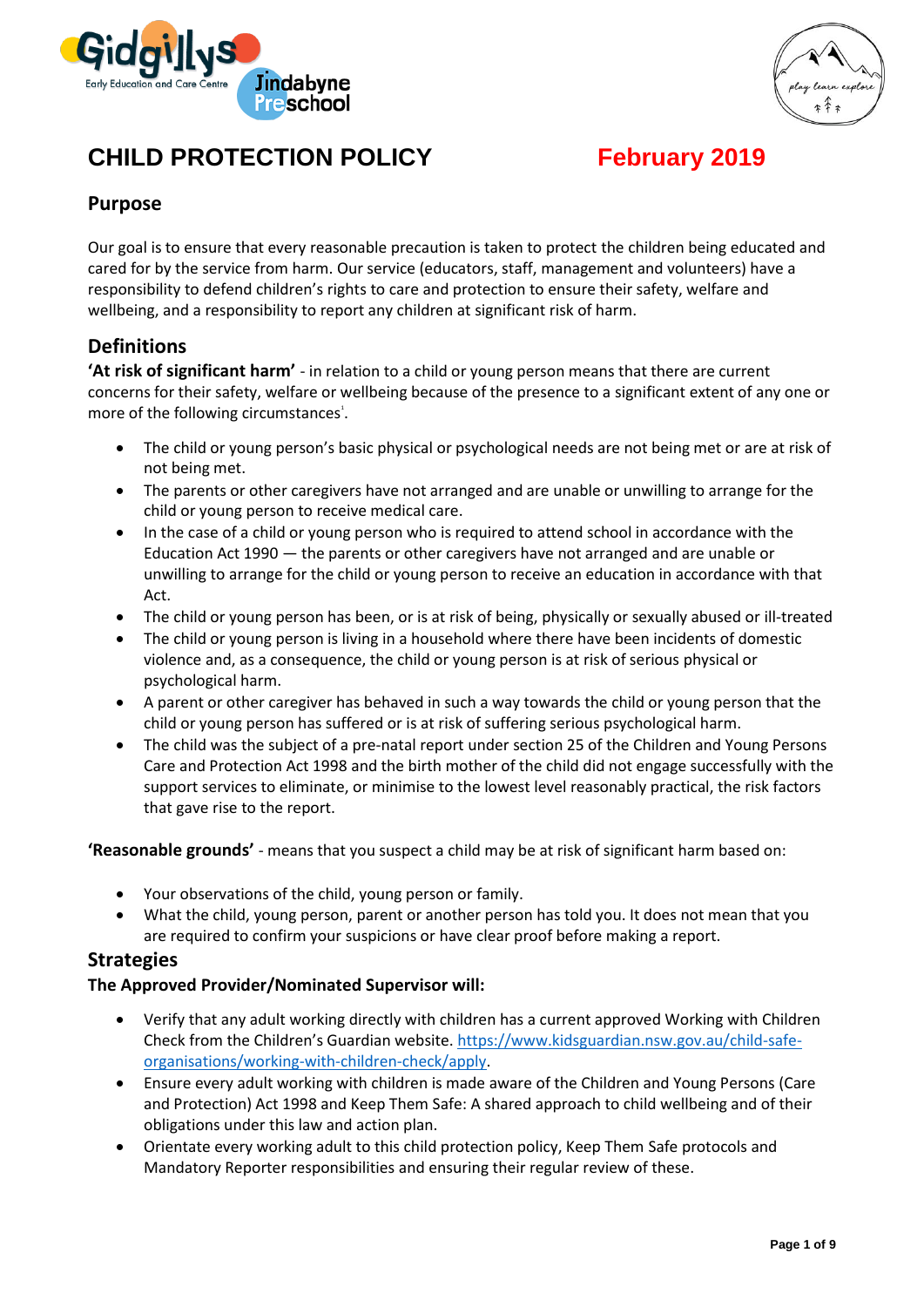# CHILD PROTECTION POLICY February 2019

## Purpose

Our goal is to ensure that every reasonable precaution is taken to protect the children being educated and cared for by the service from harm. Our service (educators, staff, management and volunteers) have a responsibility to defend children's rights to care and protection to ensure their safety, welfare and wellbeing, and a responsibility to report any children at significant risk of harm.

## Definitions

**'At risk of significant harm'** - in relation to a child or young person means that there are current concerns for their safety, welfare or wellbeing because of the presence to a significant extent of any one or more of the following circumstances[1].

- The child or young person's basic physical or psychological needs are not being met or are at risk of not being met.
- The parents or other caregivers have not arranged and are unable or unwilling to arrange for the child or young person to receive medical care.
- In the case of a child or young person who is required to attend school in accordance with the Education Act 1990 — the parents or other caregivers have not arranged and are unable or unwilling to arrange for the child or young person to receive an education in accordance with that Act.
- The child or young person has been, or is at risk of being, physically or sexually abused or ill-treated
- The child or young person is living in a household where there have been incidents of domestic violence and, as a consequence, the child or young person is at risk of serious physical or psychological harm.
- A parent or other caregiver has behaved in such a way towards the child or young person that the child or young person has suffered or is at risk of suffering serious psychological harm.
- The child was the subject of a pre-natal report under section 25 of the Children and Young Persons Care and Protection Act 1998 and the birth mother of the child did not engage successfully with the support services to eliminate, or minimise to the lowest level reasonably practical, the risk factors that gave rise to the report.

**'Reasonable grounds'** - means that you suspect a child may be at risk of significant harm based on:

- Your observations of the child, young person or family.
- What the child, young person, parent or another person has told you. It does not mean that you are required to confirm your suspicions or have clear proof before making a report.

## Strategies

**The Approved Provider/Nominated Supervisor will:**

- Verify that any adult working directly with children has a current approved Working with Children Check from the Children's Guardian website. [https://www.kidsguardian.nsw.gov.au/child-safe-organisations/working-with-children-check/apply](https://www.kidsguardian.nsw.gov.au/child-safe-organisations/working-with-children-check/apply).
- Ensure every adult working with children is made aware of the Children and Young Persons (Care and Protection) Act 1998 and Keep Them Safe: A shared approach to child wellbeing and of their obligations under this law and action plan.
- Orientate every working adult to this child protection policy, Keep Them Safe protocols and Mandatory Reporter responsibilities and ensuring their regular review of these.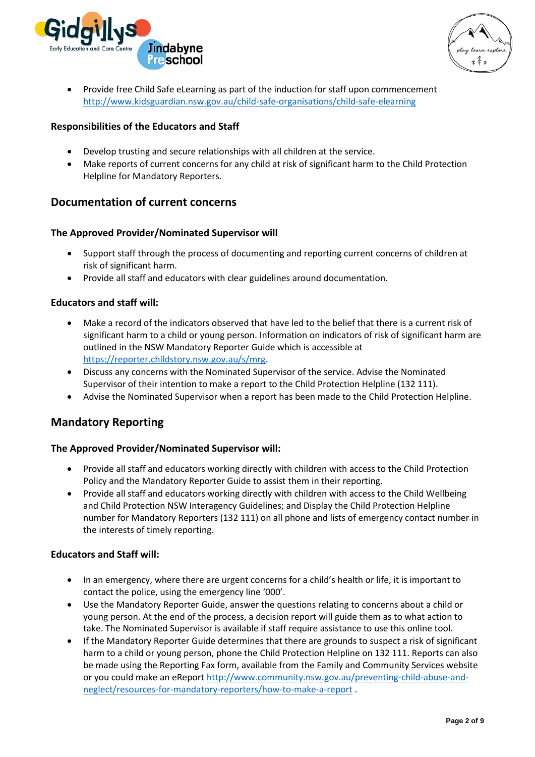- Provide free Child Safe eLearning as part of the induction for staff upon commencement [http://www.kidsguardian.nsw.gov.au/child-safe-organisations/child-safe-elearning](http://www.kidsguardian.nsw.gov.au/child-safe-organisations/child-safe-elearning)

### Responsibilities of the Educators and Staff

- Develop trusting and secure relationships with all children at the service.
- Make reports of current concerns for any child at risk of significant harm to the Child Protection Helpline for Mandatory Reporters.

## Documentation of current concerns

### The Approved Provider/Nominated Supervisor will

- Support staff through the process of documenting and reporting current concerns of children at risk of significant harm.
- Provide all staff and educators with clear guidelines around documentation.

### Educators and staff will:

- Make a record of the indicators observed that have led to the belief that there is a current risk of significant harm to a child or young person. Information on indicators of risk of significant harm are outlined in the NSW Mandatory Reporter Guide which is accessible at [https://reporter.childstory.nsw.gov.au/s/mrg](https://reporter.childstory.nsw.gov.au/s/mrg).
- Discuss any concerns with the Nominated Supervisor of the service. Advise the Nominated Supervisor of their intention to make a report to the Child Protection Helpline (132 111).
- Advise the Nominated Supervisor when a report has been made to the Child Protection Helpline.

## Mandatory Reporting

### The Approved Provider/Nominated Supervisor will:

- Provide all staff and educators working directly with children with access to the Child Protection Policy and the Mandatory Reporter Guide to assist them in their reporting.
- Provide all staff and educators working directly with children with access to the Child Wellbeing and Child Protection NSW Interagency Guidelines; and Display the Child Protection Helpline number for Mandatory Reporters (132 111) on all phone and lists of emergency contact number in the interests of timely reporting.

### Educators and Staff will:

- In an emergency, where there are urgent concerns for a child's health or life, it is important to contact the police, using the emergency line '000'.
- Use the Mandatory Reporter Guide, answer the questions relating to concerns about a child or young person. At the end of the process, a decision report will guide them as to what action to take. The Nominated Supervisor is available if staff require assistance to use this online tool.
- If the Mandatory Reporter Guide determines that there are grounds to suspect a risk of significant harm to a child or young person, phone the Child Protection Helpline on 132 111. Reports can also be made using the Reporting Fax form, available from the Family and Community Services website or you could make an eReport [http://www.community.nsw.gov.au/preventing-child-abuse-and-neglect/resources-for-mandatory-reporters/how-to-make-a-report](http://www.community.nsw.gov.au/preventing-child-abuse-and-neglect/resources-for-mandatory-reporters/how-to-make-a-report) .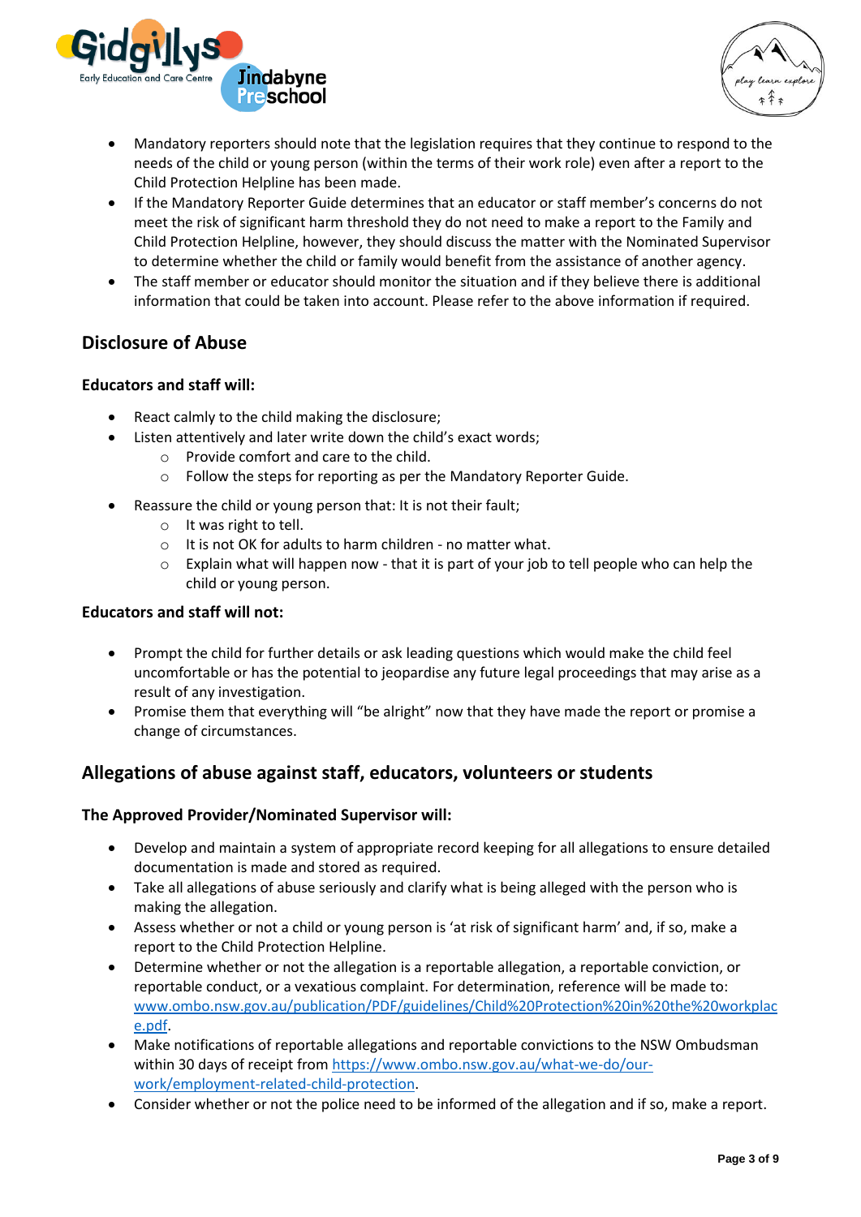- Mandatory reporters should note that the legislation requires that they continue to respond to the needs of the child or young person (within the terms of their work role) even after a report to the Child Protection Helpline has been made.
- If the Mandatory Reporter Guide determines that an educator or staff member's concerns do not meet the risk of significant harm threshold they do not need to make a report to the Family and Child Protection Helpline, however, they should discuss the matter with the Nominated Supervisor to determine whether the child or family would benefit from the assistance of another agency.
- The staff member or educator should monitor the situation and if they believe there is additional information that could be taken into account. Please refer to the above information if required.

## Disclosure of Abuse

**Educators and staff will:**

- React calmly to the child making the disclosure;
- Listen attentively and later write down the child's exact words;
  - Provide comfort and care to the child.
  - Follow the steps for reporting as per the Mandatory Reporter Guide.
- Reassure the child or young person that: It is not their fault;
  - It was right to tell.
  - It is not OK for adults to harm children - no matter what.
  - Explain what will happen now - that it is part of your job to tell people who can help the child or young person.

**Educators and staff will not:**

- Prompt the child for further details or ask leading questions which would make the child feel uncomfortable or has the potential to jeopardise any future legal proceedings that may arise as a result of any investigation.
- Promise them that everything will "be alright" now that they have made the report or promise a change of circumstances.

## Allegations of abuse against staff, educators, volunteers or students

**The Approved Provider/Nominated Supervisor will:**

- Develop and maintain a system of appropriate record keeping for all allegations to ensure detailed documentation is made and stored as required.
- Take all allegations of abuse seriously and clarify what is being alleged with the person who is making the allegation.
- Assess whether or not a child or young person is 'at risk of significant harm' and, if so, make a report to the Child Protection Helpline.
- Determine whether or not the allegation is a reportable allegation, a reportable conviction, or reportable conduct, or a vexatious complaint. For determination, reference will be made to: www.ombo.nsw.gov.au/publication/PDF/guidelines/Child%20Protection%20in%20the%20workplace.pdf.
- Make notifications of reportable allegations and reportable convictions to the NSW Ombudsman within 30 days of receipt from https://www.ombo.nsw.gov.au/what-we-do/our-work/employment-related-child-protection.
- Consider whether or not the police need to be informed of the allegation and if so, make a report.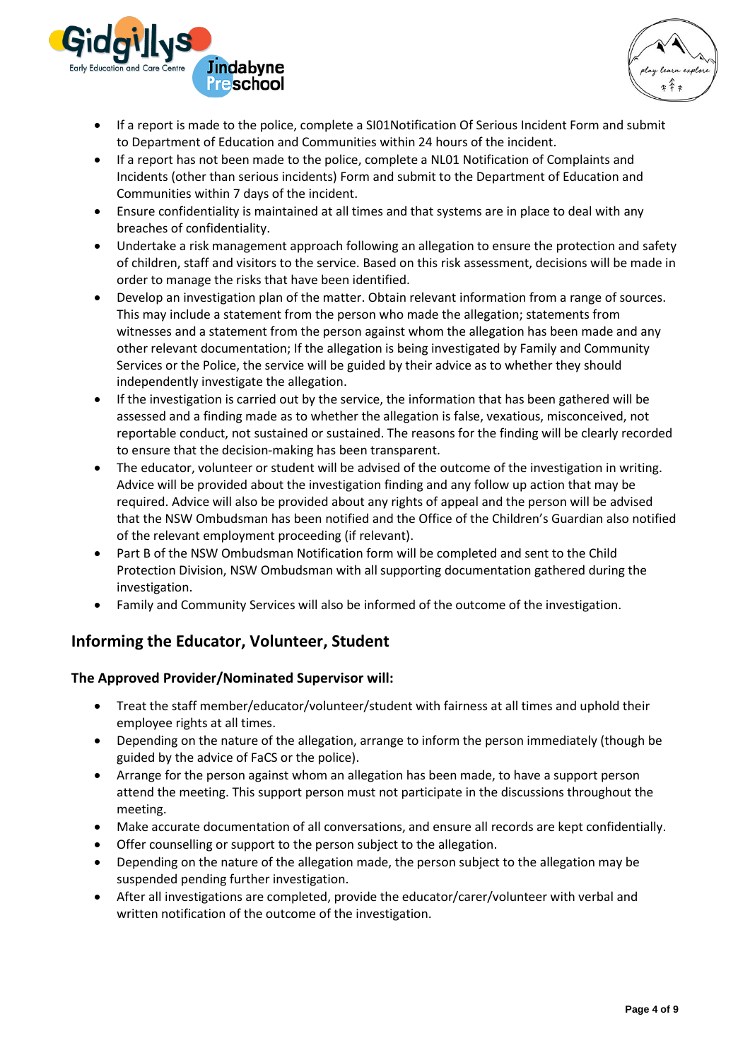- If a report is made to the police, complete a SI01Notification Of Serious Incident Form and submit to Department of Education and Communities within 24 hours of the incident.
- If a report has not been made to the police, complete a NL01 Notification of Complaints and Incidents (other than serious incidents) Form and submit to the Department of Education and Communities within 7 days of the incident.
- Ensure confidentiality is maintained at all times and that systems are in place to deal with any breaches of confidentiality.
- Undertake a risk management approach following an allegation to ensure the protection and safety of children, staff and visitors to the service. Based on this risk assessment, decisions will be made in order to manage the risks that have been identified.
- Develop an investigation plan of the matter. Obtain relevant information from a range of sources. This may include a statement from the person who made the allegation; statements from witnesses and a statement from the person against whom the allegation has been made and any other relevant documentation; If the allegation is being investigated by Family and Community Services or the Police, the service will be guided by their advice as to whether they should independently investigate the allegation.
- If the investigation is carried out by the service, the information that has been gathered will be assessed and a finding made as to whether the allegation is false, vexatious, misconceived, not reportable conduct, not sustained or sustained. The reasons for the finding will be clearly recorded to ensure that the decision-making has been transparent.
- The educator, volunteer or student will be advised of the outcome of the investigation in writing. Advice will be provided about the investigation finding and any follow up action that may be required. Advice will also be provided about any rights of appeal and the person will be advised that the NSW Ombudsman has been notified and the Office of the Children's Guardian also notified of the relevant employment proceeding (if relevant).
- Part B of the NSW Ombudsman Notification form will be completed and sent to the Child Protection Division, NSW Ombudsman with all supporting documentation gathered during the investigation.
- Family and Community Services will also be informed of the outcome of the investigation.

## Informing the Educator, Volunteer, Student

### The Approved Provider/Nominated Supervisor will:

- Treat the staff member/educator/volunteer/student with fairness at all times and uphold their employee rights at all times.
- Depending on the nature of the allegation, arrange to inform the person immediately (though be guided by the advice of FaCS or the police).
- Arrange for the person against whom an allegation has been made, to have a support person attend the meeting. This support person must not participate in the discussions throughout the meeting.
- Make accurate documentation of all conversations, and ensure all records are kept confidentially.
- Offer counselling or support to the person subject to the allegation.
- Depending on the nature of the allegation made, the person subject to the allegation may be suspended pending further investigation.
- After all investigations are completed, provide the educator/carer/volunteer with verbal and written notification of the outcome of the investigation.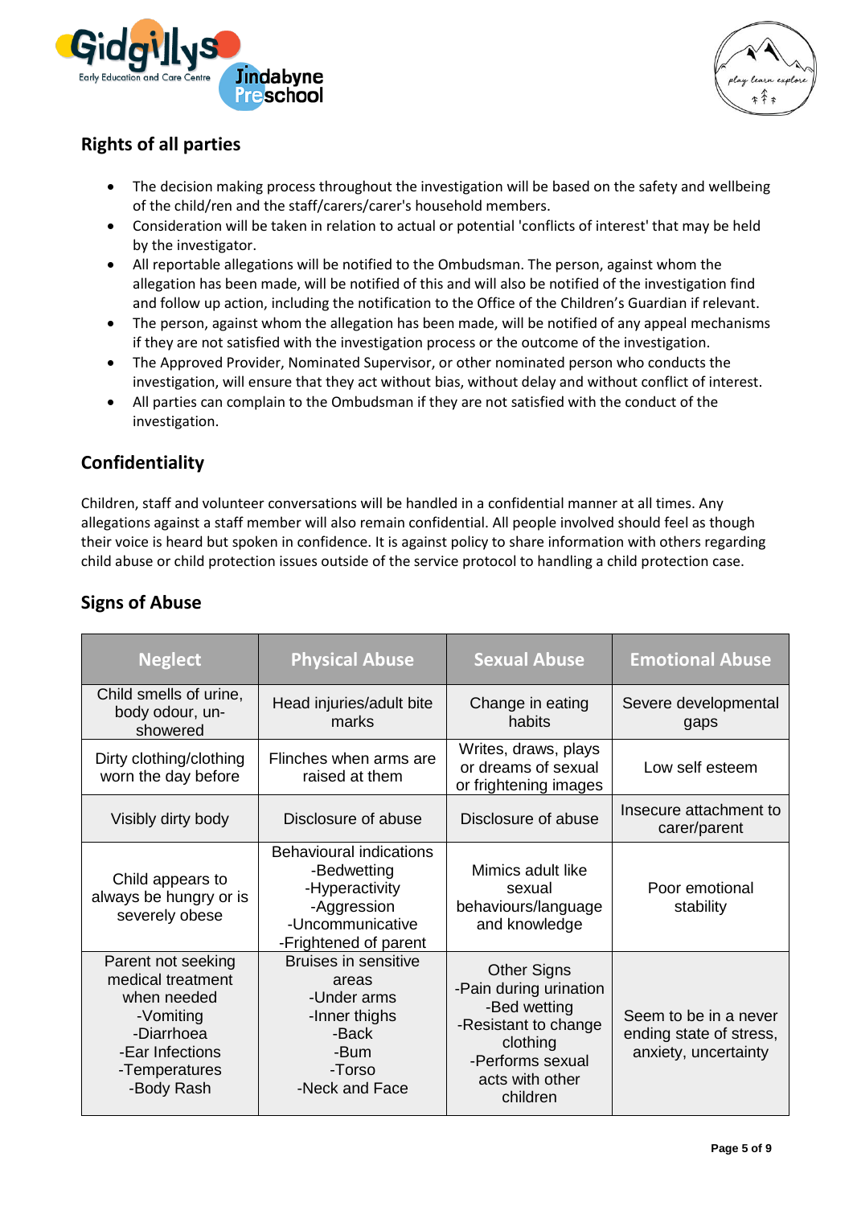## Rights of all parties

- The decision making process throughout the investigation will be based on the safety and wellbeing of the child/ren and the staff/carers/carer's household members.
- Consideration will be taken in relation to actual or potential 'conflicts of interest' that may be held by the investigator.
- All reportable allegations will be notified to the Ombudsman. The person, against whom the allegation has been made, will be notified of this and will also be notified of the investigation find and follow up action, including the notification to the Office of the Children's Guardian if relevant.
- The person, against whom the allegation has been made, will be notified of any appeal mechanisms if they are not satisfied with the investigation process or the outcome of the investigation.
- The Approved Provider, Nominated Supervisor, or other nominated person who conducts the investigation, will ensure that they act without bias, without delay and without conflict of interest.
- All parties can complain to the Ombudsman if they are not satisfied with the conduct of the investigation.

## Confidentiality

Children, staff and volunteer conversations will be handled in a confidential manner at all times. Any allegations against a staff member will also remain confidential. All people involved should feel as though their voice is heard but spoken in confidence. It is against policy to share information with others regarding child abuse or child protection issues outside of the service protocol to handling a child protection case.

## Signs of Abuse

| Neglect | Physical Abuse | Sexual Abuse | Emotional Abuse |
|---|---|---|---|
| Child smells of urine, body odour, un-showered | Head injuries/adult bite marks | Change in eating habits | Severe developmental gaps |
| Dirty clothing/clothing worn the day before | Flinches when arms are raised at them | Writes, draws, plays or dreams of sexual or frightening images | Low self esteem |
| Visibly dirty body | Disclosure of abuse | Disclosure of abuse | Insecure attachment to carer/parent |
| Child appears to always be hungry or is severely obese | Behavioural indications<br>-Bedwetting<br>-Hyperactivity<br>-Aggression<br>-Uncommunicative<br>-Frightened of parent | Mimics adult like sexual behaviours/language and knowledge | Poor emotional stability |
| Parent not seeking medical treatment when needed<br>-Vomiting<br>-Diarrhoea<br>-Ear Infections<br>-Temperatures<br>-Body Rash | Bruises in sensitive areas<br>-Under arms<br>-Inner thighs<br>-Back<br>-Bum<br>-Torso<br>-Neck and Face | Other Signs<br>-Pain during urination<br>-Bed wetting<br>-Resistant to change clothing<br>-Performs sexual acts with other children | Seem to be in a never ending state of stress, anxiety, uncertainty |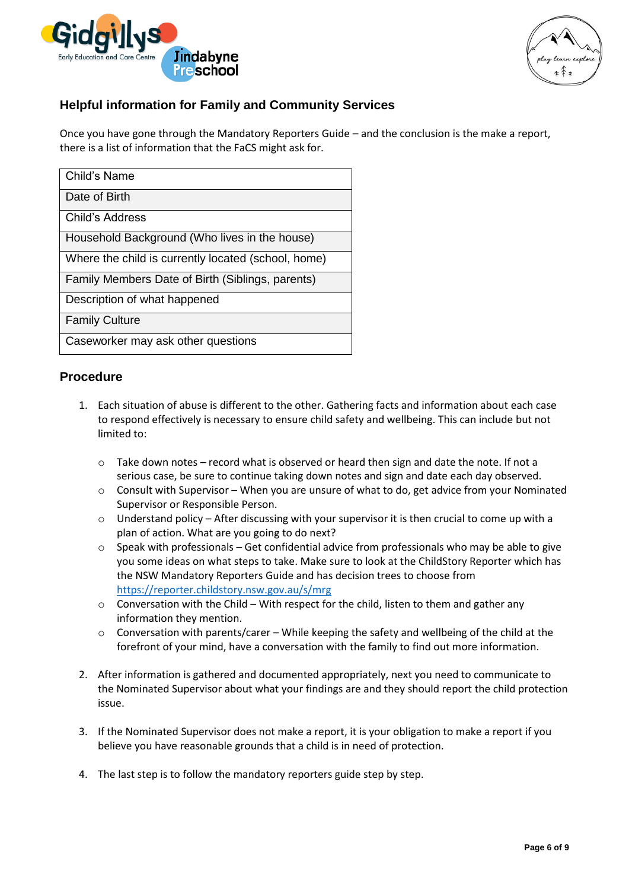## Helpful information for Family and Community Services

Once you have gone through the Mandatory Reporters Guide – and the conclusion is the make a report, there is a list of information that the FaCS might ask for.

| Child's Name |
| --- |
| Date of Birth |
| Child's Address |
| Household Background (Who lives in the house) |
| Where the child is currently located (school, home) |
| Family Members Date of Birth (Siblings, parents) |
| Description of what happened |
| Family Culture |
| Caseworker may ask other questions |

## Procedure

1. Each situation of abuse is different to the other. Gathering facts and information about each case to respond effectively is necessary to ensure child safety and wellbeing. This can include but not limited to:

    - Take down notes – record what is observed or heard then sign and date the note. If not a serious case, be sure to continue taking down notes and sign and date each day observed.
    - Consult with Supervisor – When you are unsure of what to do, get advice from your Nominated Supervisor or Responsible Person.
    - Understand policy – After discussing with your supervisor it is then crucial to come up with a plan of action. What are you going to do next?
    - Speak with professionals – Get confidential advice from professionals who may be able to give you some ideas on what steps to take. Make sure to look at the ChildStory Reporter which has the NSW Mandatory Reporters Guide and has decision trees to choose from https://reporter.childstory.nsw.gov.au/s/mrg
    - Conversation with the Child – With respect for the child, listen to them and gather any information they mention.
    - Conversation with parents/carer – While keeping the safety and wellbeing of the child at the forefront of your mind, have a conversation with the family to find out more information.

2. After information is gathered and documented appropriately, next you need to communicate to the Nominated Supervisor about what your findings are and they should report the child protection issue.

3. If the Nominated Supervisor does not make a report, it is your obligation to make a report if you believe you have reasonable grounds that a child is in need of protection.

4. The last step is to follow the mandatory reporters guide step by step.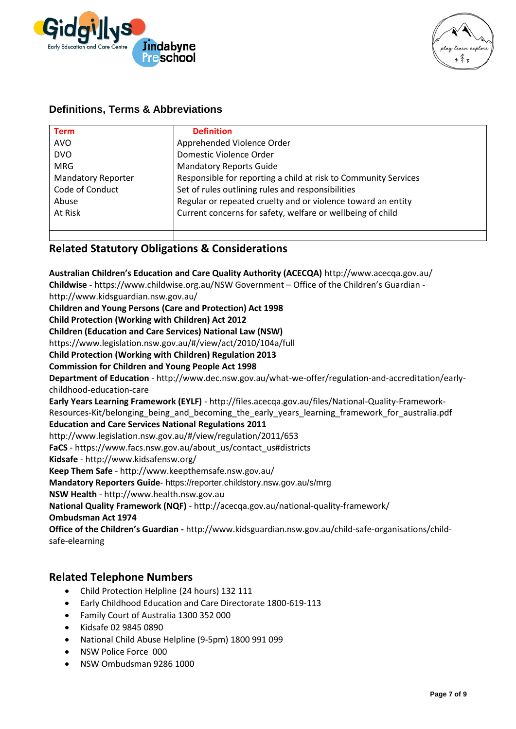## Definitions, Terms & Abbreviations

| Term | Definition |
|---|---|
| AVO | Apprehended Violence Order |
| DVO | Domestic Violence Order |
| MRG | Mandatory Reports Guide |
| Mandatory Reporter | Responsible for reporting a child at risk to Community Services |
| Code of Conduct | Set of rules outlining rules and responsibilities |
| Abuse | Regular or repeated cruelty and or violence toward an entity |
| At Risk | Current concerns for safety, welfare or wellbeing of child |
| | |

## Related Statutory Obligations & Considerations

**Australian Children's Education and Care Quality Authority (ACECQA)** http://www.acecqa.gov.au/
**Childwise** - https://www.childwise.org.au/NSW Government – Office of the Children's Guardian - http://www.kidsguardian.nsw.gov.au/
**Children and Young Persons (Care and Protection) Act 1998**
**Child Protection (Working with Children) Act 2012**
**Children (Education and Care Services) National Law (NSW)**
https://www.legislation.nsw.gov.au/#/view/act/2010/104a/full
**Child Protection (Working with Children) Regulation 2013**
**Commission for Children and Young People Act 1998**
**Department of Education** - http://www.dec.nsw.gov.au/what-we-offer/regulation-and-accreditation/early-childhood-education-care
**Early Years Learning Framework (EYLF)** - http://files.acecqa.gov.au/files/National-Quality-Framework-Resources-Kit/belonging_being_and_becoming_the_early_years_learning_framework_for_australia.pdf
**Education and Care Services National Regulations 2011**
http://www.legislation.nsw.gov.au/#/view/regulation/2011/653
**FaCS** - https://www.facs.nsw.gov.au/about_us/contact_us#districts
**Kidsafe** - http://www.kidsafensw.org/
**Keep Them Safe** - http://www.keepthemsafe.nsw.gov.au/
**Mandatory Reporters Guide**- https://reporter.childstory.nsw.gov.au/s/mrg
**NSW Health** - http://www.health.nsw.gov.au
**National Quality Framework (NQF)** - http://acecqa.gov.au/national-quality-framework/
**Ombudsman Act 1974**
**Office of the Children's Guardian -** http://www.kidsguardian.nsw.gov.au/child-safe-organisations/child-safe-elearning

## Related Telephone Numbers

- Child Protection Helpline (24 hours) 132 111
- Early Childhood Education and Care Directorate 1800-619-113
- Family Court of Australia 1300 352 000
- Kidsafe 02 9845 0890
- National Child Abuse Helpline (9-5pm) 1800 991 099
- NSW Police Force 000
- NSW Ombudsman 9286 1000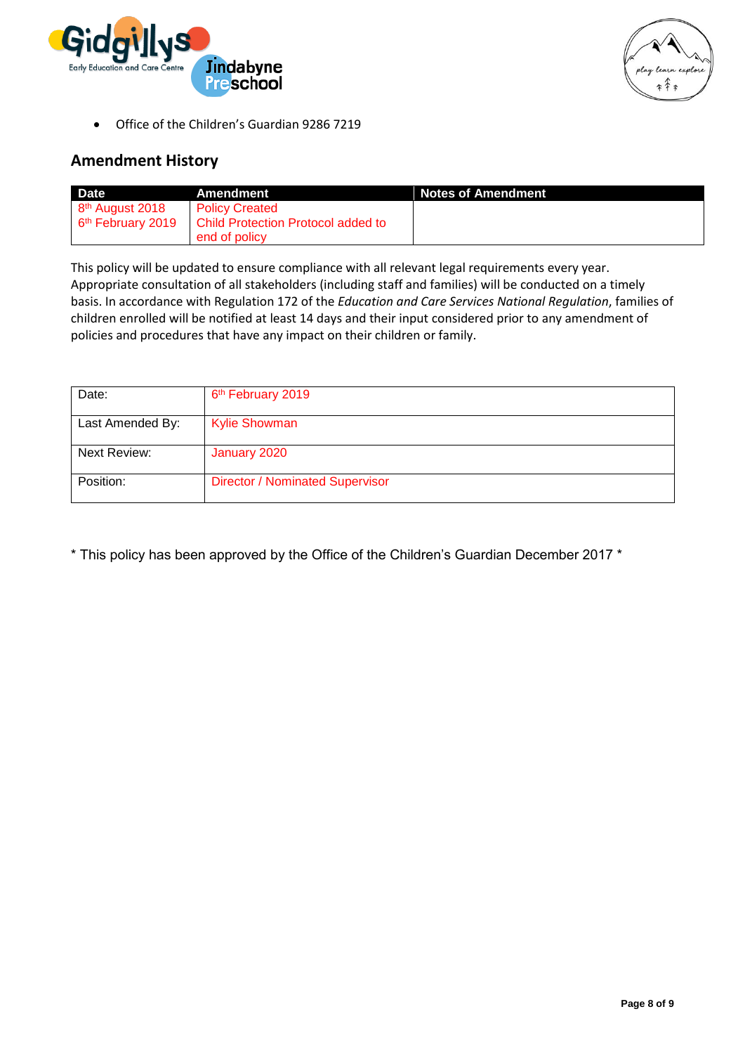- Office of the Children's Guardian 9286 7219

## Amendment History

| Date | Amendment | Notes of Amendment |
|---|---|---|
| 8th August 2018 | Policy Created | |
| 6th February 2019 | Child Protection Protocol added to end of policy | |

This policy will be updated to ensure compliance with all relevant legal requirements every year. Appropriate consultation of all stakeholders (including staff and families) will be conducted on a timely basis. In accordance with Regulation 172 of the *Education and Care Services National Regulation*, families of children enrolled will be notified at least 14 days and their input considered prior to any amendment of policies and procedures that have any impact on their children or family.

| | |
|---|---|
| Date: | 6th February 2019 |
| Last Amended By: | Kylie Showman |
| Next Review: | January 2020 |
| Position: | Director / Nominated Supervisor |

* This policy has been approved by the Office of the Children's Guardian December 2017 *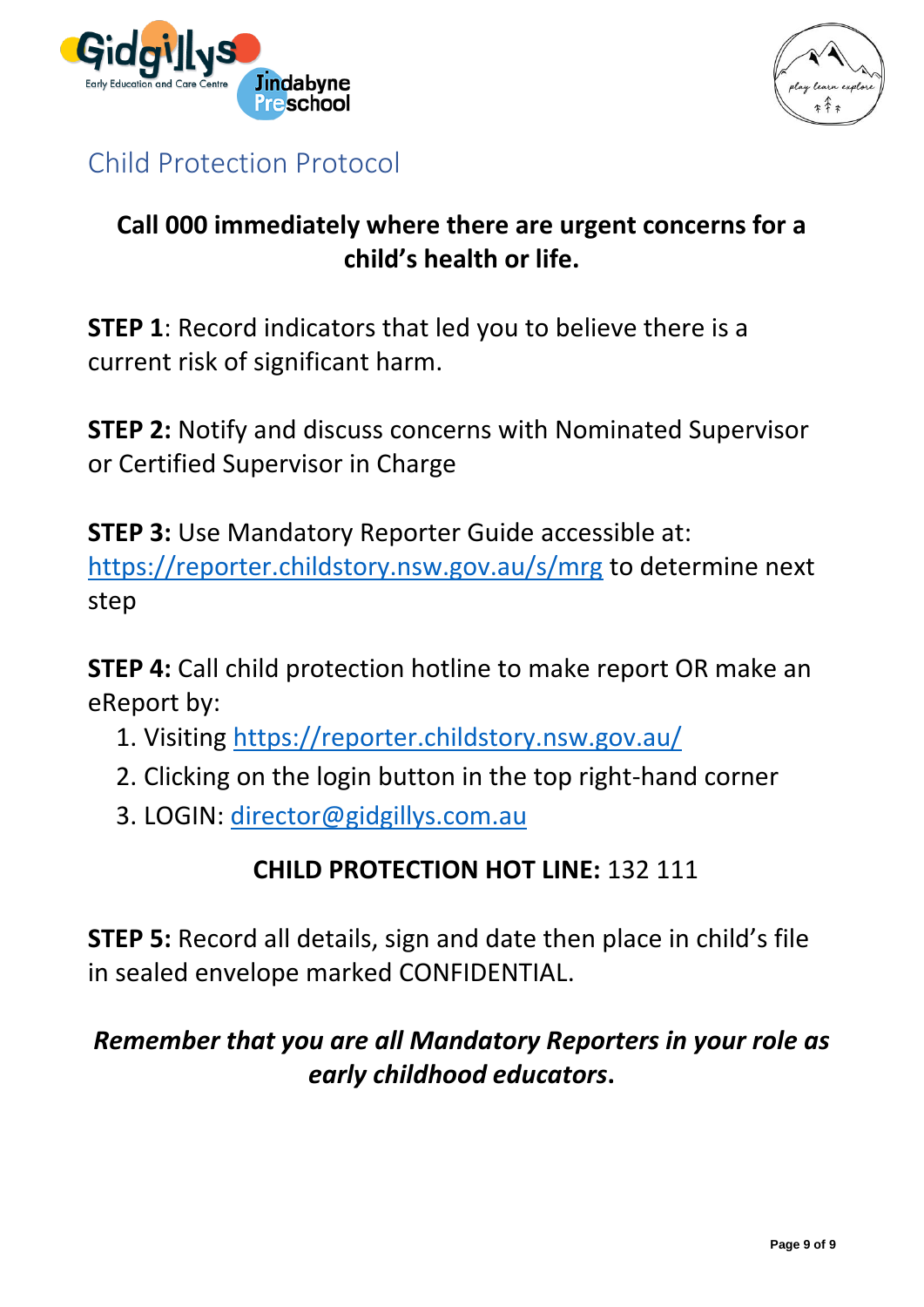# Child Protection Protocol

**Call 000 immediately where there are urgent concerns for a child's health or life.**

**STEP 1**: Record indicators that led you to believe there is a current risk of significant harm.

**STEP 2:** Notify and discuss concerns with Nominated Supervisor or Certified Supervisor in Charge

**STEP 3:** Use Mandatory Reporter Guide accessible at: https://reporter.childstory.nsw.gov.au/s/mrg to determine next step

**STEP 4:** Call child protection hotline to make report OR make an eReport by:

1. Visiting https://reporter.childstory.nsw.gov.au/
2. Clicking on the login button in the top right-hand corner
3. LOGIN: director@gidgillys.com.au

**CHILD PROTECTION HOT LINE:** 132 111

**STEP 5:** Record all details, sign and date then place in child's file in sealed envelope marked CONFIDENTIAL.

***Remember that you are all Mandatory Reporters in your role as early childhood educators*.**